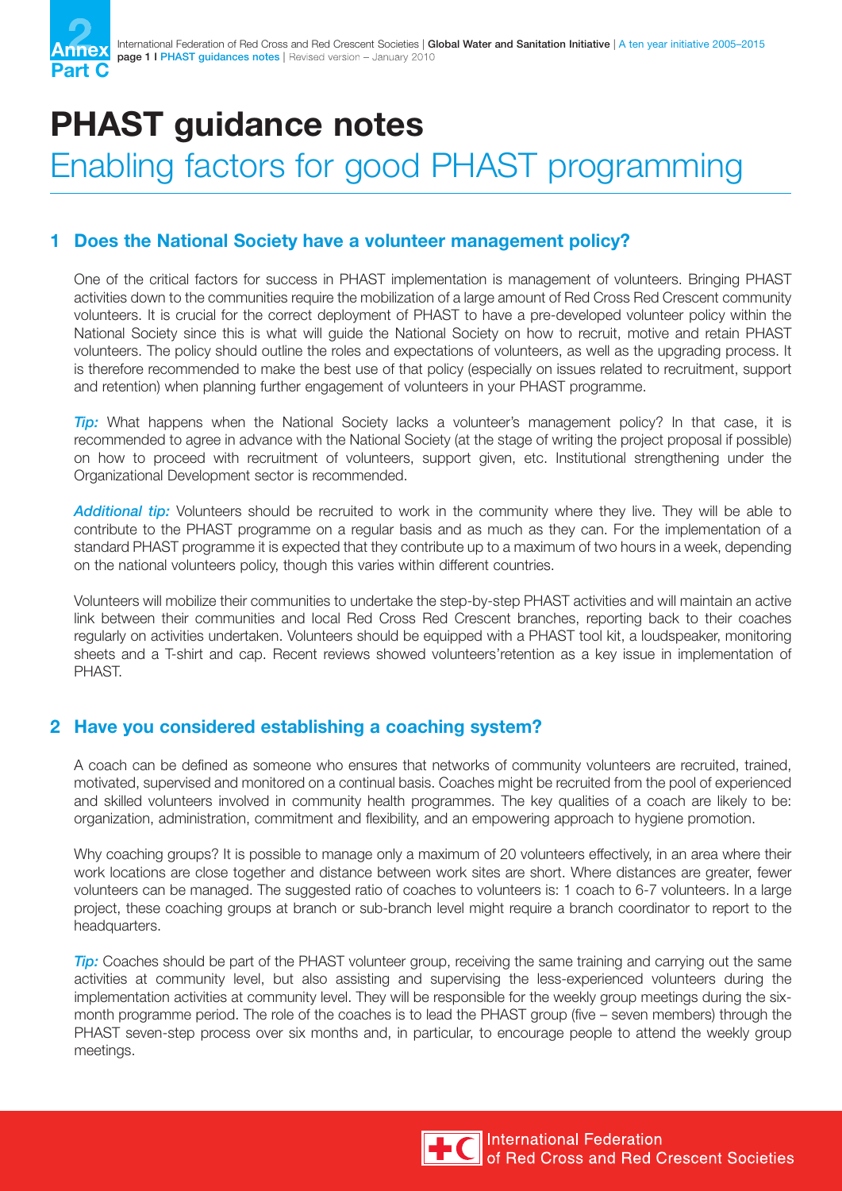# PHAST guidance notes

## Enabling factors for good PHAST programming

### 1 Does the National Society have a volunteer management policy?

One of the critical factors for success in PHAST implementation is management of volunteers. Bringing PHAST activities down to the communities require the mobilization of a large amount of Red Cross Red Crescent community volunteers. It is crucial for the correct deployment of PHAST to have a pre-developed volunteer policy within the National Society since this is what will guide the National Society on how to recruit, motive and retain PHAST volunteers. The policy should outline the roles and expectations of volunteers, as well as the upgrading process. It is therefore recommended to make the best use of that policy (especially on issues related to recruitment, support and retention) when planning further engagement of volunteers in your PHAST programme.

***Tip:*** What happens when the National Society lacks a volunteer's management policy? In that case, it is recommended to agree in advance with the National Society (at the stage of writing the project proposal if possible) on how to proceed with recruitment of volunteers, support given, etc. Institutional strengthening under the Organizational Development sector is recommended.

***Additional tip:*** Volunteers should be recruited to work in the community where they live. They will be able to contribute to the PHAST programme on a regular basis and as much as they can. For the implementation of a standard PHAST programme it is expected that they contribute up to a maximum of two hours in a week, depending on the national volunteers policy, though this varies within different countries.

Volunteers will mobilize their communities to undertake the step-by-step PHAST activities and will maintain an active link between their communities and local Red Cross Red Crescent branches, reporting back to their coaches regularly on activities undertaken. Volunteers should be equipped with a PHAST tool kit, a loudspeaker, monitoring sheets and a T-shirt and cap. Recent reviews showed volunteers'retention as a key issue in implementation of PHAST.

### 2 Have you considered establishing a coaching system?

A coach can be defined as someone who ensures that networks of community volunteers are recruited, trained, motivated, supervised and monitored on a continual basis. Coaches might be recruited from the pool of experienced and skilled volunteers involved in community health programmes. The key qualities of a coach are likely to be: organization, administration, commitment and flexibility, and an empowering approach to hygiene promotion.

Why coaching groups? It is possible to manage only a maximum of 20 volunteers effectively, in an area where their work locations are close together and distance between work sites are short. Where distances are greater, fewer volunteers can be managed. The suggested ratio of coaches to volunteers is: 1 coach to 6-7 volunteers. In a large project, these coaching groups at branch or sub-branch level might require a branch coordinator to report to the headquarters.

***Tip:*** Coaches should be part of the PHAST volunteer group, receiving the same training and carrying out the same activities at community level, but also assisting and supervising the less-experienced volunteers during the implementation activities at community level. They will be responsible for the weekly group meetings during the six-month programme period. The role of the coaches is to lead the PHAST group (five – seven members) through the PHAST seven-step process over six months and, in particular, to encourage people to attend the weekly group meetings.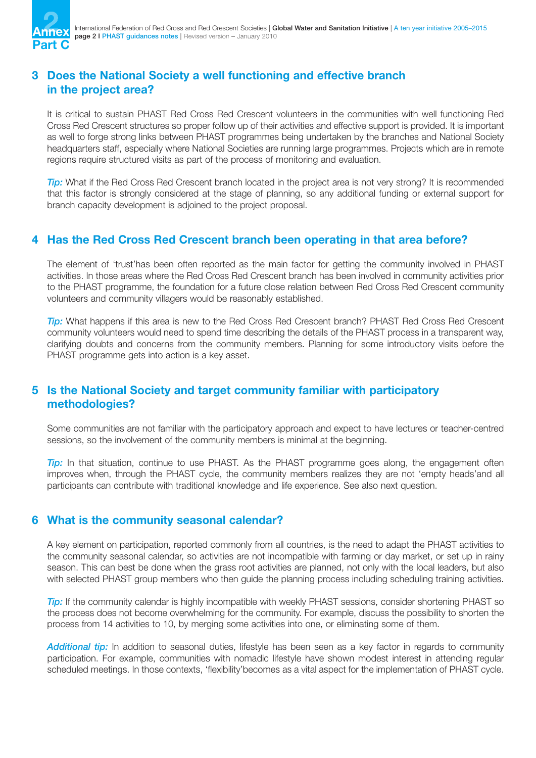## 3 Does the National Society a well functioning and effective branch in the project area?

It is critical to sustain PHAST Red Cross Red Crescent volunteers in the communities with well functioning Red Cross Red Crescent structures so proper follow up of their activities and effective support is provided. It is important as well to forge strong links between PHAST programmes being undertaken by the branches and National Society headquarters staff, especially where National Societies are running large programmes. Projects which are in remote regions require structured visits as part of the process of monitoring and evaluation.

*Tip:* What if the Red Cross Red Crescent branch located in the project area is not very strong? It is recommended that this factor is strongly considered at the stage of planning, so any additional funding or external support for branch capacity development is adjoined to the project proposal.

## 4 Has the Red Cross Red Crescent branch been operating in that area before?

The element of 'trust'has been often reported as the main factor for getting the community involved in PHAST activities. In those areas where the Red Cross Red Crescent branch has been involved in community activities prior to the PHAST programme, the foundation for a future close relation between Red Cross Red Crescent community volunteers and community villagers would be reasonably established.

*Tip:* What happens if this area is new to the Red Cross Red Crescent branch? PHAST Red Cross Red Crescent community volunteers would need to spend time describing the details of the PHAST process in a transparent way, clarifying doubts and concerns from the community members. Planning for some introductory visits before the PHAST programme gets into action is a key asset.

## 5 Is the National Society and target community familiar with participatory methodologies?

Some communities are not familiar with the participatory approach and expect to have lectures or teacher-centred sessions, so the involvement of the community members is minimal at the beginning.

*Tip:* In that situation, continue to use PHAST. As the PHAST programme goes along, the engagement often improves when, through the PHAST cycle, the community members realizes they are not 'empty heads'and all participants can contribute with traditional knowledge and life experience. See also next question.

## 6 What is the community seasonal calendar?

A key element on participation, reported commonly from all countries, is the need to adapt the PHAST activities to the community seasonal calendar, so activities are not incompatible with farming or day market, or set up in rainy season. This can best be done when the grass root activities are planned, not only with the local leaders, but also with selected PHAST group members who then guide the planning process including scheduling training activities.

*Tip:* If the community calendar is highly incompatible with weekly PHAST sessions, consider shortening PHAST so the process does not become overwhelming for the community. For example, discuss the possibility to shorten the process from 14 activities to 10, by merging some activities into one, or eliminating some of them.

*Additional tip:* In addition to seasonal duties, lifestyle has been seen as a key factor in regards to community participation. For example, communities with nomadic lifestyle have shown modest interest in attending regular scheduled meetings. In those contexts, 'flexibility'becomes as a vital aspect for the implementation of PHAST cycle.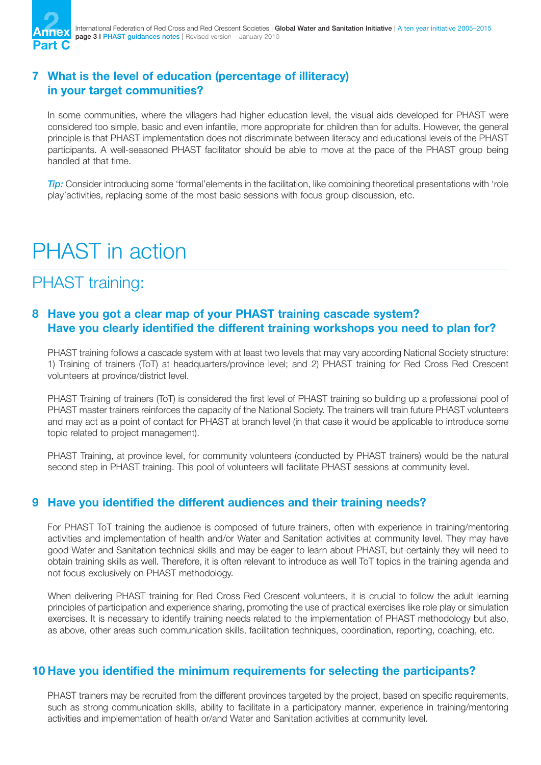## 7 What is the level of education (percentage of illiteracy) in your target communities?

In some communities, where the villagers had higher education level, the visual aids developed for PHAST were considered too simple, basic and even infantile, more appropriate for children than for adults. However, the general principle is that PHAST implementation does not discriminate between literacy and educational levels of the PHAST participants. A well-seasoned PHAST facilitator should be able to move at the pace of the PHAST group being handled at that time.

*Tip:* Consider introducing some 'formal'elements in the facilitation, like combining theoretical presentations with 'role play'activities, replacing some of the most basic sessions with focus group discussion, etc.

# PHAST in action

## PHAST training:

### 8 Have you got a clear map of your PHAST training cascade system? Have you clearly identified the different training workshops you need to plan for?

PHAST training follows a cascade system with at least two levels that may vary according National Society structure: 1) Training of trainers (ToT) at headquarters/province level; and 2) PHAST training for Red Cross Red Crescent volunteers at province/district level.

PHAST Training of trainers (ToT) is considered the first level of PHAST training so building up a professional pool of PHAST master trainers reinforces the capacity of the National Society. The trainers will train future PHAST volunteers and may act as a point of contact for PHAST at branch level (in that case it would be applicable to introduce some topic related to project management).

PHAST Training, at province level, for community volunteers (conducted by PHAST trainers) would be the natural second step in PHAST training. This pool of volunteers will facilitate PHAST sessions at community level.

### 9 Have you identified the different audiences and their training needs?

For PHAST ToT training the audience is composed of future trainers, often with experience in training/mentoring activities and implementation of health and/or Water and Sanitation activities at community level. They may have good Water and Sanitation technical skills and may be eager to learn about PHAST, but certainly they will need to obtain training skills as well. Therefore, it is often relevant to introduce as well ToT topics in the training agenda and not focus exclusively on PHAST methodology.

When delivering PHAST training for Red Cross Red Crescent volunteers, it is crucial to follow the adult learning principles of participation and experience sharing, promoting the use of practical exercises like role play or simulation exercises. It is necessary to identify training needs related to the implementation of PHAST methodology but also, as above, other areas such communication skills, facilitation techniques, coordination, reporting, coaching, etc.

### 10 Have you identified the minimum requirements for selecting the participants?

PHAST trainers may be recruited from the different provinces targeted by the project, based on specific requirements, such as strong communication skills, ability to facilitate in a participatory manner, experience in training/mentoring activities and implementation of health or/and Water and Sanitation activities at community level.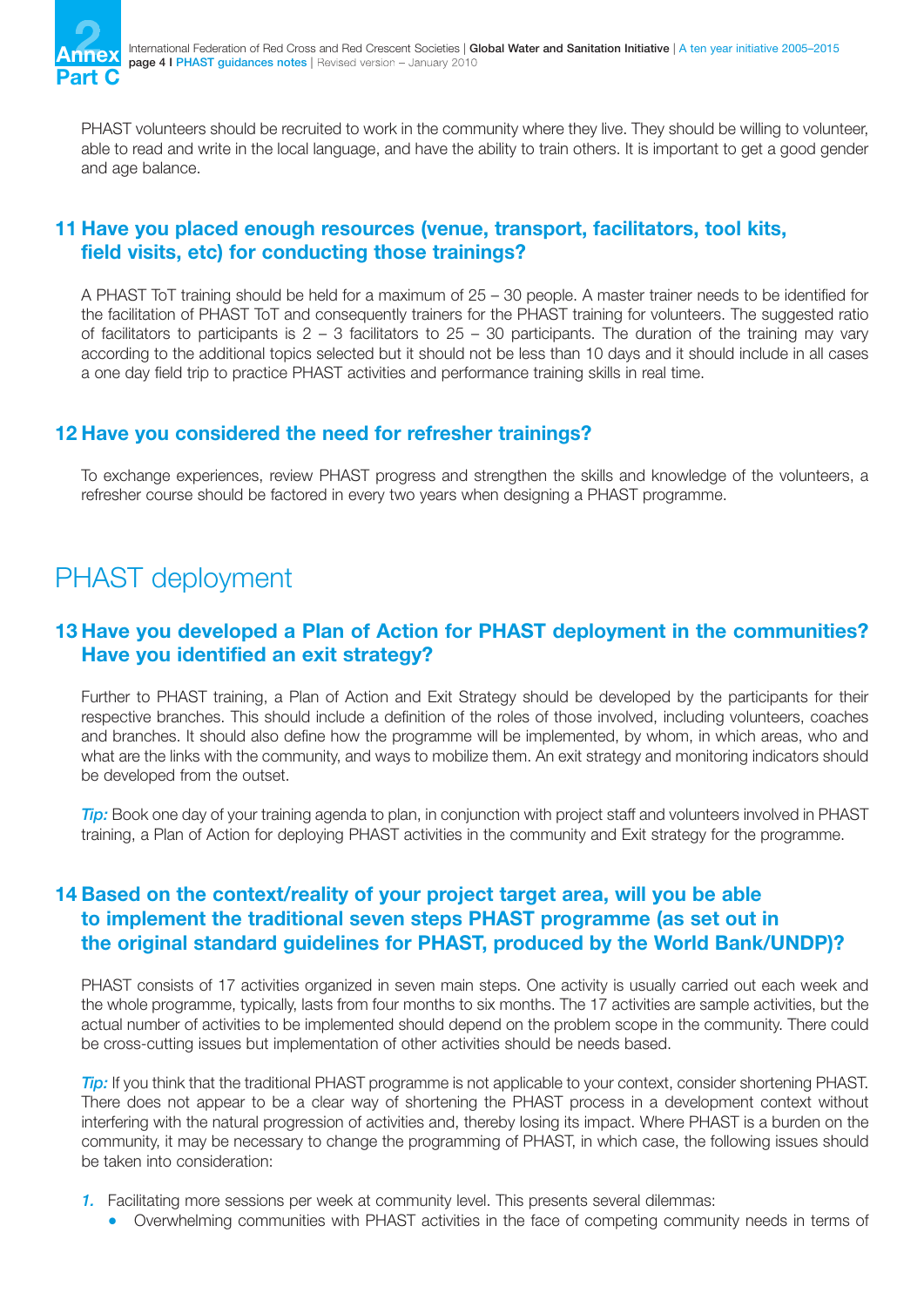PHAST volunteers should be recruited to work in the community where they live. They should be willing to volunteer, able to read and write in the local language, and have the ability to train others. It is important to get a good gender and age balance.

## 11 Have you placed enough resources (venue, transport, facilitators, tool kits, field visits, etc) for conducting those trainings?

A PHAST ToT training should be held for a maximum of 25 – 30 people. A master trainer needs to be identified for the facilitation of PHAST ToT and consequently trainers for the PHAST training for volunteers. The suggested ratio of facilitators to participants is 2 – 3 facilitators to 25 – 30 participants. The duration of the training may vary according to the additional topics selected but it should not be less than 10 days and it should include in all cases a one day field trip to practice PHAST activities and performance training skills in real time.

## 12 Have you considered the need for refresher trainings?

To exchange experiences, review PHAST progress and strengthen the skills and knowledge of the volunteers, a refresher course should be factored in every two years when designing a PHAST programme.

# PHAST deployment

## 13 Have you developed a Plan of Action for PHAST deployment in the communities? Have you identified an exit strategy?

Further to PHAST training, a Plan of Action and Exit Strategy should be developed by the participants for their respective branches. This should include a definition of the roles of those involved, including volunteers, coaches and branches. It should also define how the programme will be implemented, by whom, in which areas, who and what are the links with the community, and ways to mobilize them. An exit strategy and monitoring indicators should be developed from the outset.

*Tip:* Book one day of your training agenda to plan, in conjunction with project staff and volunteers involved in PHAST training, a Plan of Action for deploying PHAST activities in the community and Exit strategy for the programme.

## 14 Based on the context/reality of your project target area, will you be able to implement the traditional seven steps PHAST programme (as set out in the original standard guidelines for PHAST, produced by the World Bank/UNDP)?

PHAST consists of 17 activities organized in seven main steps. One activity is usually carried out each week and the whole programme, typically, lasts from four months to six months. The 17 activities are sample activities, but the actual number of activities to be implemented should depend on the problem scope in the community. There could be cross-cutting issues but implementation of other activities should be needs based.

*Tip:* If you think that the traditional PHAST programme is not applicable to your context, consider shortening PHAST. There does not appear to be a clear way of shortening the PHAST process in a development context without interfering with the natural progression of activities and, thereby losing its impact. Where PHAST is a burden on the community, it may be necessary to change the programming of PHAST, in which case, the following issues should be taken into consideration:

1. Facilitating more sessions per week at community level. This presents several dilemmas:
   - Overwhelming communities with PHAST activities in the face of competing community needs in terms of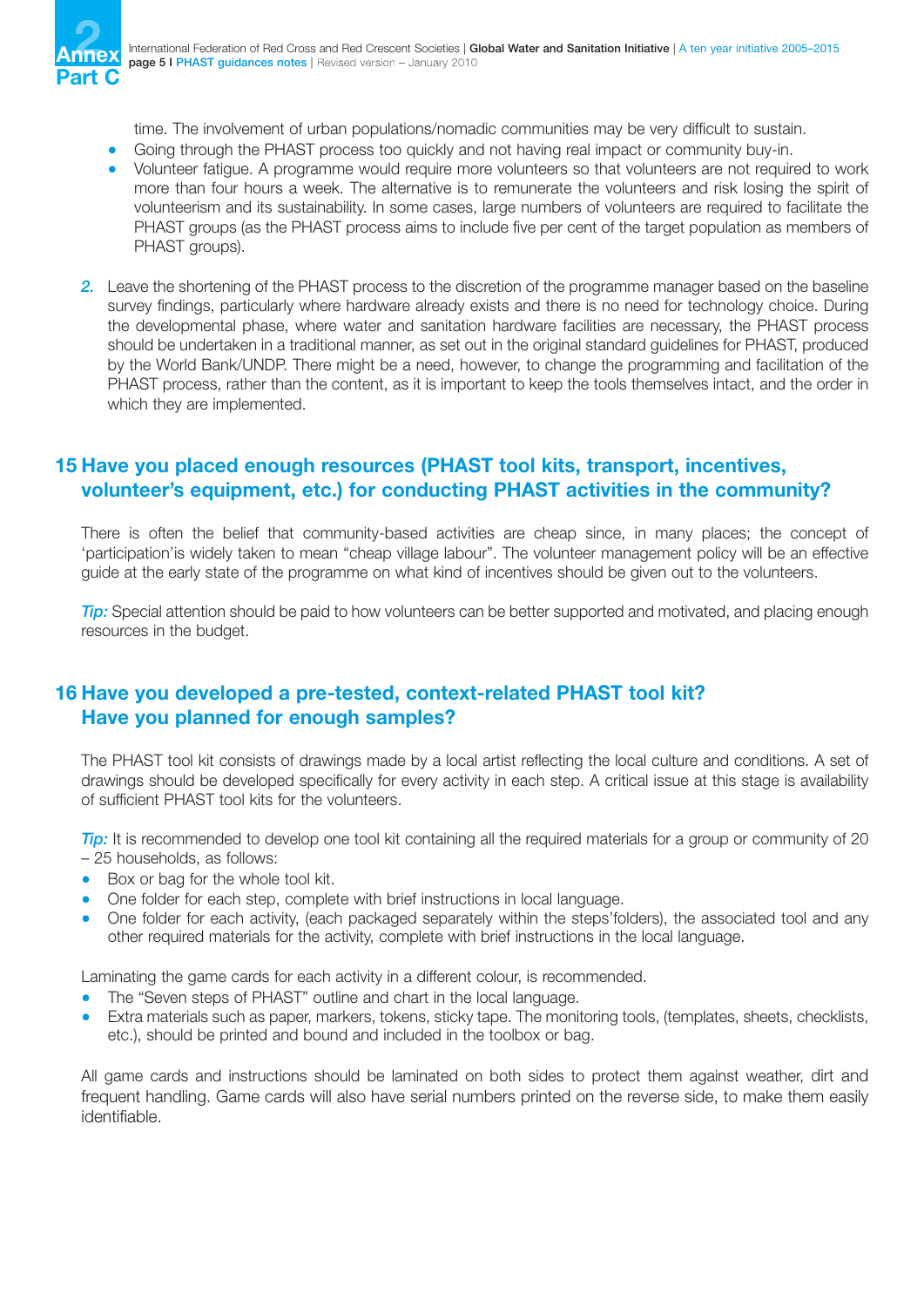time. The involvement of urban populations/nomadic communities may be very difficult to sustain.

- Going through the PHAST process too quickly and not having real impact or community buy-in.
- Volunteer fatigue. A programme would require more volunteers so that volunteers are not required to work more than four hours a week. The alternative is to remunerate the volunteers and risk losing the spirit of volunteerism and its sustainability. In some cases, large numbers of volunteers are required to facilitate the PHAST groups (as the PHAST process aims to include five per cent of the target population as members of PHAST groups).

2. Leave the shortening of the PHAST process to the discretion of the programme manager based on the baseline survey findings, particularly where hardware already exists and there is no need for technology choice. During the developmental phase, where water and sanitation hardware facilities are necessary, the PHAST process should be undertaken in a traditional manner, as set out in the original standard guidelines for PHAST, produced by the World Bank/UNDP. There might be a need, however, to change the programming and facilitation of the PHAST process, rather than the content, as it is important to keep the tools themselves intact, and the order in which they are implemented.

## 15 Have you placed enough resources (PHAST tool kits, transport, incentives, volunteer's equipment, etc.) for conducting PHAST activities in the community?

There is often the belief that community-based activities are cheap since, in many places; the concept of 'participation'is widely taken to mean "cheap village labour". The volunteer management policy will be an effective guide at the early state of the programme on what kind of incentives should be given out to the volunteers.

*Tip:* Special attention should be paid to how volunteers can be better supported and motivated, and placing enough resources in the budget.

## 16 Have you developed a pre-tested, context-related PHAST tool kit? Have you planned for enough samples?

The PHAST tool kit consists of drawings made by a local artist reflecting the local culture and conditions. A set of drawings should be developed specifically for every activity in each step. A critical issue at this stage is availability of sufficient PHAST tool kits for the volunteers.

*Tip:* It is recommended to develop one tool kit containing all the required materials for a group or community of 20 – 25 households, as follows:

- Box or bag for the whole tool kit.
- One folder for each step, complete with brief instructions in local language.
- One folder for each activity, (each packaged separately within the steps'folders), the associated tool and any other required materials for the activity, complete with brief instructions in the local language.

Laminating the game cards for each activity in a different colour, is recommended.

- The "Seven steps of PHAST" outline and chart in the local language.
- Extra materials such as paper, markers, tokens, sticky tape. The monitoring tools, (templates, sheets, checklists, etc.), should be printed and bound and included in the toolbox or bag.

All game cards and instructions should be laminated on both sides to protect them against weather, dirt and frequent handling. Game cards will also have serial numbers printed on the reverse side, to make them easily identifiable.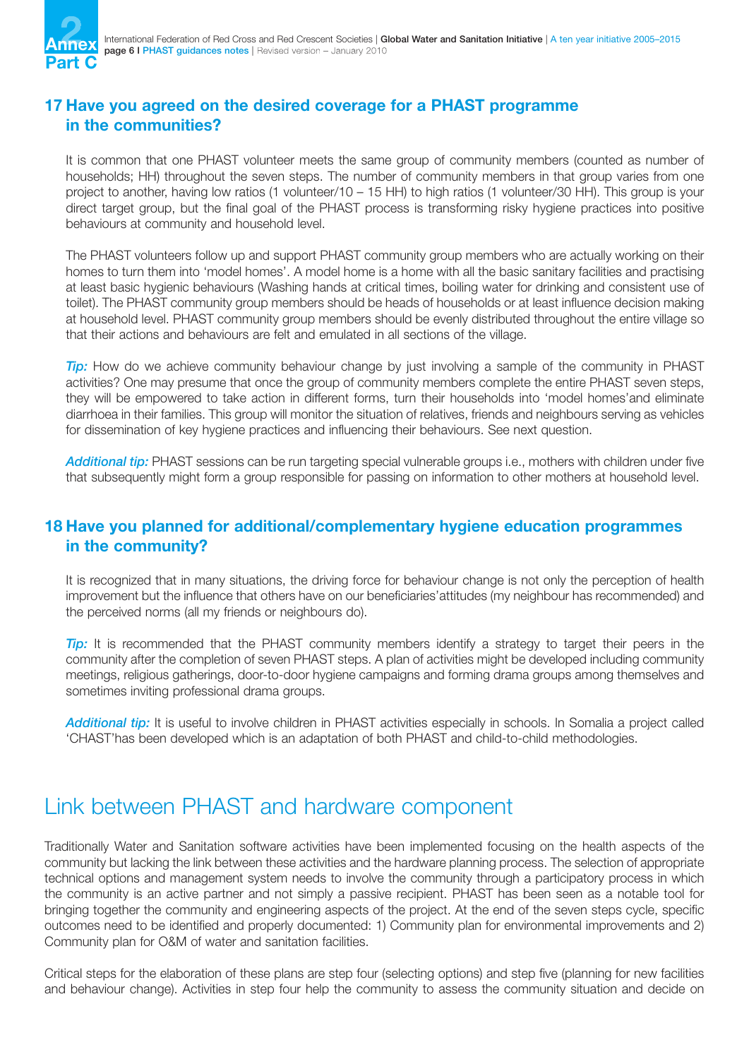## 17 Have you agreed on the desired coverage for a PHAST programme in the communities?

It is common that one PHAST volunteer meets the same group of community members (counted as number of households; HH) throughout the seven steps. The number of community members in that group varies from one project to another, having low ratios (1 volunteer/10 – 15 HH) to high ratios (1 volunteer/30 HH). This group is your direct target group, but the final goal of the PHAST process is transforming risky hygiene practices into positive behaviours at community and household level.

The PHAST volunteers follow up and support PHAST community group members who are actually working on their homes to turn them into 'model homes'. A model home is a home with all the basic sanitary facilities and practising at least basic hygienic behaviours (Washing hands at critical times, boiling water for drinking and consistent use of toilet). The PHAST community group members should be heads of households or at least influence decision making at household level. PHAST community group members should be evenly distributed throughout the entire village so that their actions and behaviours are felt and emulated in all sections of the village.

***Tip:*** How do we achieve community behaviour change by just involving a sample of the community in PHAST activities? One may presume that once the group of community members complete the entire PHAST seven steps, they will be empowered to take action in different forms, turn their households into 'model homes'and eliminate diarrhoea in their families. This group will monitor the situation of relatives, friends and neighbours serving as vehicles for dissemination of key hygiene practices and influencing their behaviours. See next question.

***Additional tip:*** PHAST sessions can be run targeting special vulnerable groups i.e., mothers with children under five that subsequently might form a group responsible for passing on information to other mothers at household level.

## 18 Have you planned for additional/complementary hygiene education programmes in the community?

It is recognized that in many situations, the driving force for behaviour change is not only the perception of health improvement but the influence that others have on our beneficiaries'attitudes (my neighbour has recommended) and the perceived norms (all my friends or neighbours do).

***Tip:*** It is recommended that the PHAST community members identify a strategy to target their peers in the community after the completion of seven PHAST steps. A plan of activities might be developed including community meetings, religious gatherings, door-to-door hygiene campaigns and forming drama groups among themselves and sometimes inviting professional drama groups.

***Additional tip:*** It is useful to involve children in PHAST activities especially in schools. In Somalia a project called 'CHAST'has been developed which is an adaptation of both PHAST and child-to-child methodologies.

# Link between PHAST and hardware component

Traditionally Water and Sanitation software activities have been implemented focusing on the health aspects of the community but lacking the link between these activities and the hardware planning process. The selection of appropriate technical options and management system needs to involve the community through a participatory process in which the community is an active partner and not simply a passive recipient. PHAST has been seen as a notable tool for bringing together the community and engineering aspects of the project. At the end of the seven steps cycle, specific outcomes need to be identified and properly documented: 1) Community plan for environmental improvements and 2) Community plan for O&M of water and sanitation facilities.

Critical steps for the elaboration of these plans are step four (selecting options) and step five (planning for new facilities and behaviour change). Activities in step four help the community to assess the community situation and decide on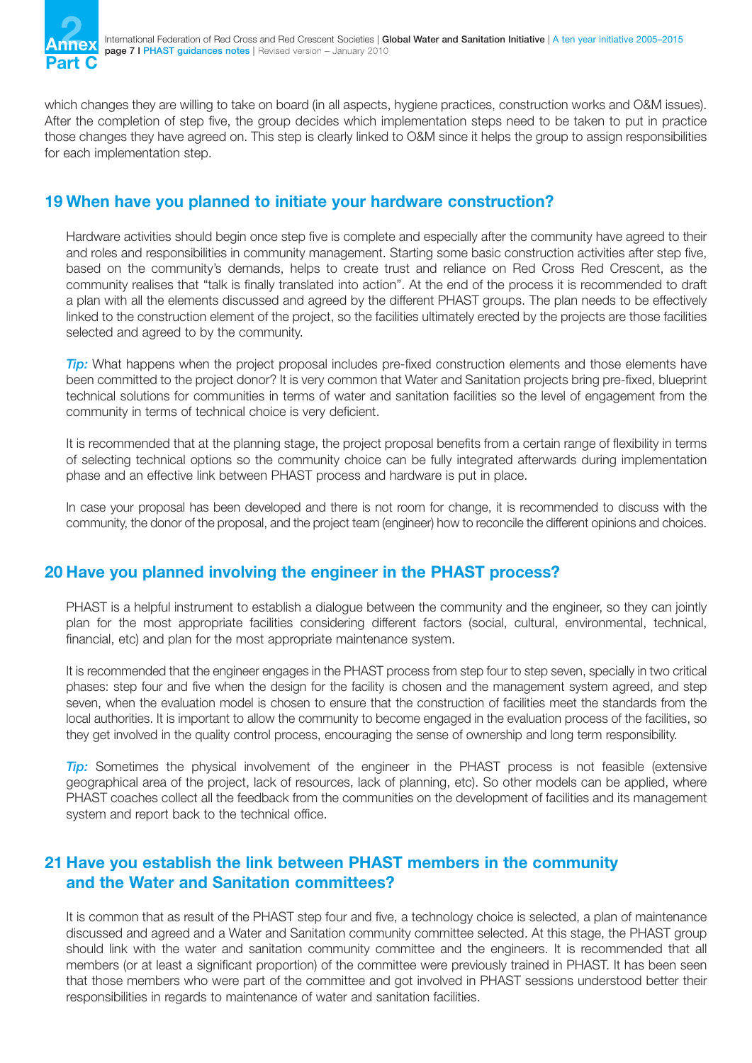which changes they are willing to take on board (in all aspects, hygiene practices, construction works and O&M issues). After the completion of step five, the group decides which implementation steps need to be taken to put in practice those changes they have agreed on. This step is clearly linked to O&M since it helps the group to assign responsibilities for each implementation step.

## 19 When have you planned to initiate your hardware construction?

Hardware activities should begin once step five is complete and especially after the community have agreed to their and roles and responsibilities in community management. Starting some basic construction activities after step five, based on the community's demands, helps to create trust and reliance on Red Cross Red Crescent, as the community realises that "talk is finally translated into action". At the end of the process it is recommended to draft a plan with all the elements discussed and agreed by the different PHAST groups. The plan needs to be effectively linked to the construction element of the project, so the facilities ultimately erected by the projects are those facilities selected and agreed to by the community.

*Tip:* What happens when the project proposal includes pre-fixed construction elements and those elements have been committed to the project donor? It is very common that Water and Sanitation projects bring pre-fixed, blueprint technical solutions for communities in terms of water and sanitation facilities so the level of engagement from the community in terms of technical choice is very deficient.

It is recommended that at the planning stage, the project proposal benefits from a certain range of flexibility in terms of selecting technical options so the community choice can be fully integrated afterwards during implementation phase and an effective link between PHAST process and hardware is put in place.

In case your proposal has been developed and there is not room for change, it is recommended to discuss with the community, the donor of the proposal, and the project team (engineer) how to reconcile the different opinions and choices.

## 20 Have you planned involving the engineer in the PHAST process?

PHAST is a helpful instrument to establish a dialogue between the community and the engineer, so they can jointly plan for the most appropriate facilities considering different factors (social, cultural, environmental, technical, financial, etc) and plan for the most appropriate maintenance system.

It is recommended that the engineer engages in the PHAST process from step four to step seven, specially in two critical phases: step four and five when the design for the facility is chosen and the management system agreed, and step seven, when the evaluation model is chosen to ensure that the construction of facilities meet the standards from the local authorities. It is important to allow the community to become engaged in the evaluation process of the facilities, so they get involved in the quality control process, encouraging the sense of ownership and long term responsibility.

*Tip:* Sometimes the physical involvement of the engineer in the PHAST process is not feasible (extensive geographical area of the project, lack of resources, lack of planning, etc). So other models can be applied, where PHAST coaches collect all the feedback from the communities on the development of facilities and its management system and report back to the technical office.

## 21 Have you establish the link between PHAST members in the community and the Water and Sanitation committees?

It is common that as result of the PHAST step four and five, a technology choice is selected, a plan of maintenance discussed and agreed and a Water and Sanitation community committee selected. At this stage, the PHAST group should link with the water and sanitation community committee and the engineers. It is recommended that all members (or at least a significant proportion) of the committee were previously trained in PHAST. It has been seen that those members who were part of the committee and got involved in PHAST sessions understood better their responsibilities in regards to maintenance of water and sanitation facilities.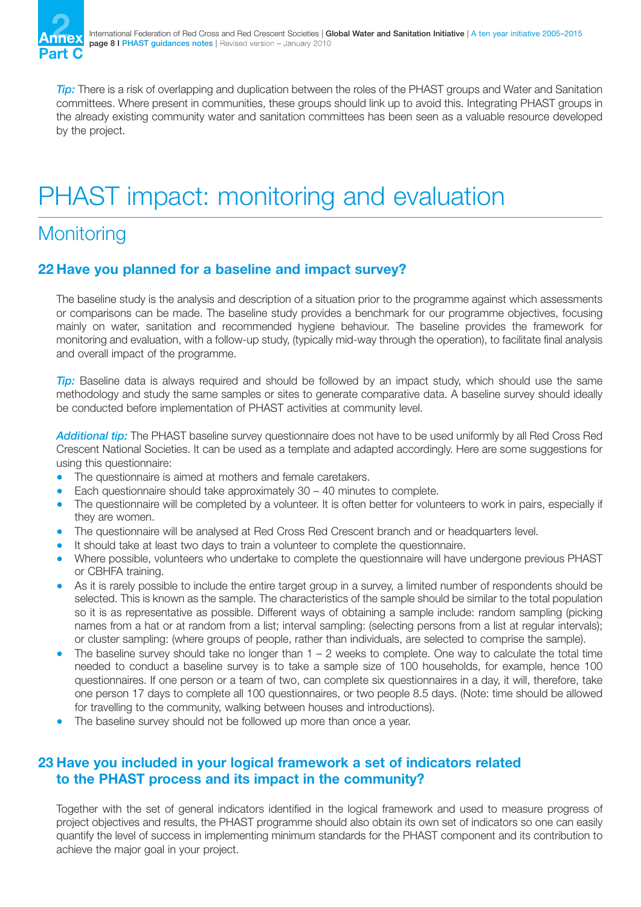*Tip:* There is a risk of overlapping and duplication between the roles of the PHAST groups and Water and Sanitation committees. Where present in communities, these groups should link up to avoid this. Integrating PHAST groups in the already existing community water and sanitation committees has been seen as a valuable resource developed by the project.

# PHAST impact: monitoring and evaluation

## Monitoring

### 22 Have you planned for a baseline and impact survey?

The baseline study is the analysis and description of a situation prior to the programme against which assessments or comparisons can be made. The baseline study provides a benchmark for our programme objectives, focusing mainly on water, sanitation and recommended hygiene behaviour. The baseline provides the framework for monitoring and evaluation, with a follow-up study, (typically mid-way through the operation), to facilitate final analysis and overall impact of the programme.

*Tip:* Baseline data is always required and should be followed by an impact study, which should use the same methodology and study the same samples or sites to generate comparative data. A baseline survey should ideally be conducted before implementation of PHAST activities at community level.

*Additional tip:* The PHAST baseline survey questionnaire does not have to be used uniformly by all Red Cross Red Crescent National Societies. It can be used as a template and adapted accordingly. Here are some suggestions for using this questionnaire:

- The questionnaire is aimed at mothers and female caretakers.
- Each questionnaire should take approximately 30 – 40 minutes to complete.
- The questionnaire will be completed by a volunteer. It is often better for volunteers to work in pairs, especially if they are women.
- The questionnaire will be analysed at Red Cross Red Crescent branch and or headquarters level.
- It should take at least two days to train a volunteer to complete the questionnaire.
- Where possible, volunteers who undertake to complete the questionnaire will have undergone previous PHAST or CBHFA training.
- As it is rarely possible to include the entire target group in a survey, a limited number of respondents should be selected. This is known as the sample. The characteristics of the sample should be similar to the total population so it is as representative as possible. Different ways of obtaining a sample include: random sampling (picking names from a hat or at random from a list; interval sampling: (selecting persons from a list at regular intervals); or cluster sampling: (where groups of people, rather than individuals, are selected to comprise the sample).
- The baseline survey should take no longer than 1 – 2 weeks to complete. One way to calculate the total time needed to conduct a baseline survey is to take a sample size of 100 households, for example, hence 100 questionnaires. If one person or a team of two, can complete six questionnaires in a day, it will, therefore, take one person 17 days to complete all 100 questionnaires, or two people 8.5 days. (Note: time should be allowed for travelling to the community, walking between houses and introductions).
- The baseline survey should not be followed up more than once a year.

### 23 Have you included in your logical framework a set of indicators related to the PHAST process and its impact in the community?

Together with the set of general indicators identified in the logical framework and used to measure progress of project objectives and results, the PHAST programme should also obtain its own set of indicators so one can easily quantify the level of success in implementing minimum standards for the PHAST component and its contribution to achieve the major goal in your project.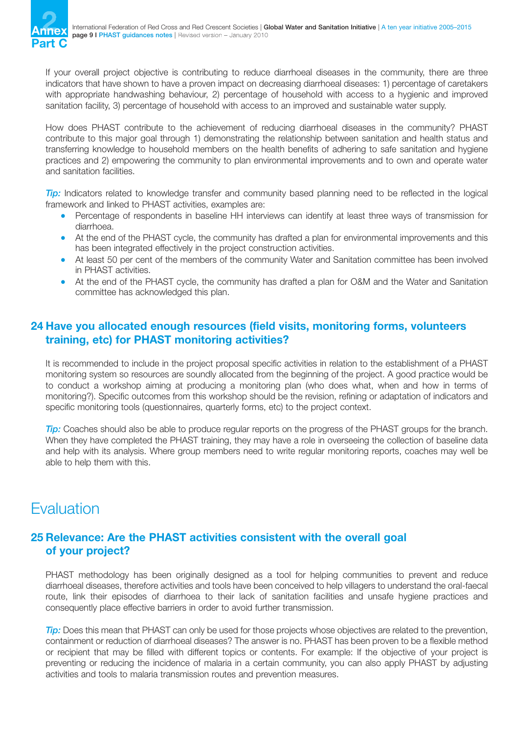If your overall project objective is contributing to reduce diarrhoeal diseases in the community, there are three indicators that have shown to have a proven impact on decreasing diarrhoeal diseases: 1) percentage of caretakers with appropriate handwashing behaviour, 2) percentage of household with access to a hygienic and improved sanitation facility, 3) percentage of household with access to an improved and sustainable water supply.

How does PHAST contribute to the achievement of reducing diarrhoeal diseases in the community? PHAST contribute to this major goal through 1) demonstrating the relationship between sanitation and health status and transferring knowledge to household members on the health benefits of adhering to safe sanitation and hygiene practices and 2) empowering the community to plan environmental improvements and to own and operate water and sanitation facilities.

*Tip:* Indicators related to knowledge transfer and community based planning need to be reflected in the logical framework and linked to PHAST activities, examples are:

- Percentage of respondents in baseline HH interviews can identify at least three ways of transmission for diarrhoea.
- At the end of the PHAST cycle, the community has drafted a plan for environmental improvements and this has been integrated effectively in the project construction activities.
- At least 50 per cent of the members of the community Water and Sanitation committee has been involved in PHAST activities.
- At the end of the PHAST cycle, the community has drafted a plan for O&M and the Water and Sanitation committee has acknowledged this plan.

### 24 Have you allocated enough resources (field visits, monitoring forms, volunteers training, etc) for PHAST monitoring activities?

It is recommended to include in the project proposal specific activities in relation to the establishment of a PHAST monitoring system so resources are soundly allocated from the beginning of the project. A good practice would be to conduct a workshop aiming at producing a monitoring plan (who does what, when and how in terms of monitoring?). Specific outcomes from this workshop should be the revision, refining or adaptation of indicators and specific monitoring tools (questionnaires, quarterly forms, etc) to the project context.

*Tip:* Coaches should also be able to produce regular reports on the progress of the PHAST groups for the branch. When they have completed the PHAST training, they may have a role in overseeing the collection of baseline data and help with its analysis. Where group members need to write regular monitoring reports, coaches may well be able to help them with this.

## Evaluation

### 25 Relevance: Are the PHAST activities consistent with the overall goal of your project?

PHAST methodology has been originally designed as a tool for helping communities to prevent and reduce diarrhoeal diseases, therefore activities and tools have been conceived to help villagers to understand the oral-faecal route, link their episodes of diarrhoea to their lack of sanitation facilities and unsafe hygiene practices and consequently place effective barriers in order to avoid further transmission.

*Tip:* Does this mean that PHAST can only be used for those projects whose objectives are related to the prevention, containment or reduction of diarrhoeal diseases? The answer is no. PHAST has been proven to be a flexible method or recipient that may be filled with different topics or contents. For example: If the objective of your project is preventing or reducing the incidence of malaria in a certain community, you can also apply PHAST by adjusting activities and tools to malaria transmission routes and prevention measures.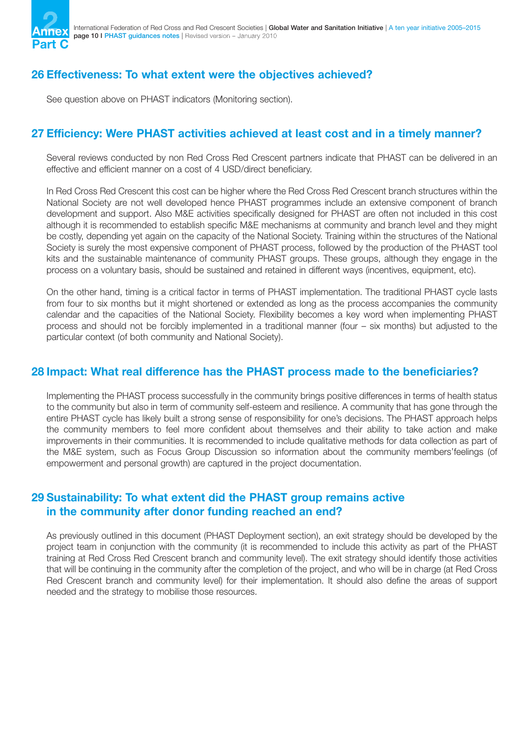## 26 Effectiveness: To what extent were the objectives achieved?

See question above on PHAST indicators (Monitoring section).

## 27 Efficiency: Were PHAST activities achieved at least cost and in a timely manner?

Several reviews conducted by non Red Cross Red Crescent partners indicate that PHAST can be delivered in an effective and efficient manner on a cost of 4 USD/direct beneficiary.

In Red Cross Red Crescent this cost can be higher where the Red Cross Red Crescent branch structures within the National Society are not well developed hence PHAST programmes include an extensive component of branch development and support. Also M&E activities specifically designed for PHAST are often not included in this cost although it is recommended to establish specific M&E mechanisms at community and branch level and they might be costly, depending yet again on the capacity of the National Society. Training within the structures of the National Society is surely the most expensive component of PHAST process, followed by the production of the PHAST tool kits and the sustainable maintenance of community PHAST groups. These groups, although they engage in the process on a voluntary basis, should be sustained and retained in different ways (incentives, equipment, etc).

On the other hand, timing is a critical factor in terms of PHAST implementation. The traditional PHAST cycle lasts from four to six months but it might shortened or extended as long as the process accompanies the community calendar and the capacities of the National Society. Flexibility becomes a key word when implementing PHAST process and should not be forcibly implemented in a traditional manner (four – six months) but adjusted to the particular context (of both community and National Society).

## 28 Impact: What real difference has the PHAST process made to the beneficiaries?

Implementing the PHAST process successfully in the community brings positive differences in terms of health status to the community but also in term of community self-esteem and resilience. A community that has gone through the entire PHAST cycle has likely built a strong sense of responsibility for one's decisions. The PHAST approach helps the community members to feel more confident about themselves and their ability to take action and make improvements in their communities. It is recommended to include qualitative methods for data collection as part of the M&E system, such as Focus Group Discussion so information about the community members'feelings (of empowerment and personal growth) are captured in the project documentation.

## 29 Sustainability: To what extent did the PHAST group remains active in the community after donor funding reached an end?

As previously outlined in this document (PHAST Deployment section), an exit strategy should be developed by the project team in conjunction with the community (it is recommended to include this activity as part of the PHAST training at Red Cross Red Crescent branch and community level). The exit strategy should identify those activities that will be continuing in the community after the completion of the project, and who will be in charge (at Red Cross Red Crescent branch and community level) for their implementation. It should also define the areas of support needed and the strategy to mobilise those resources.